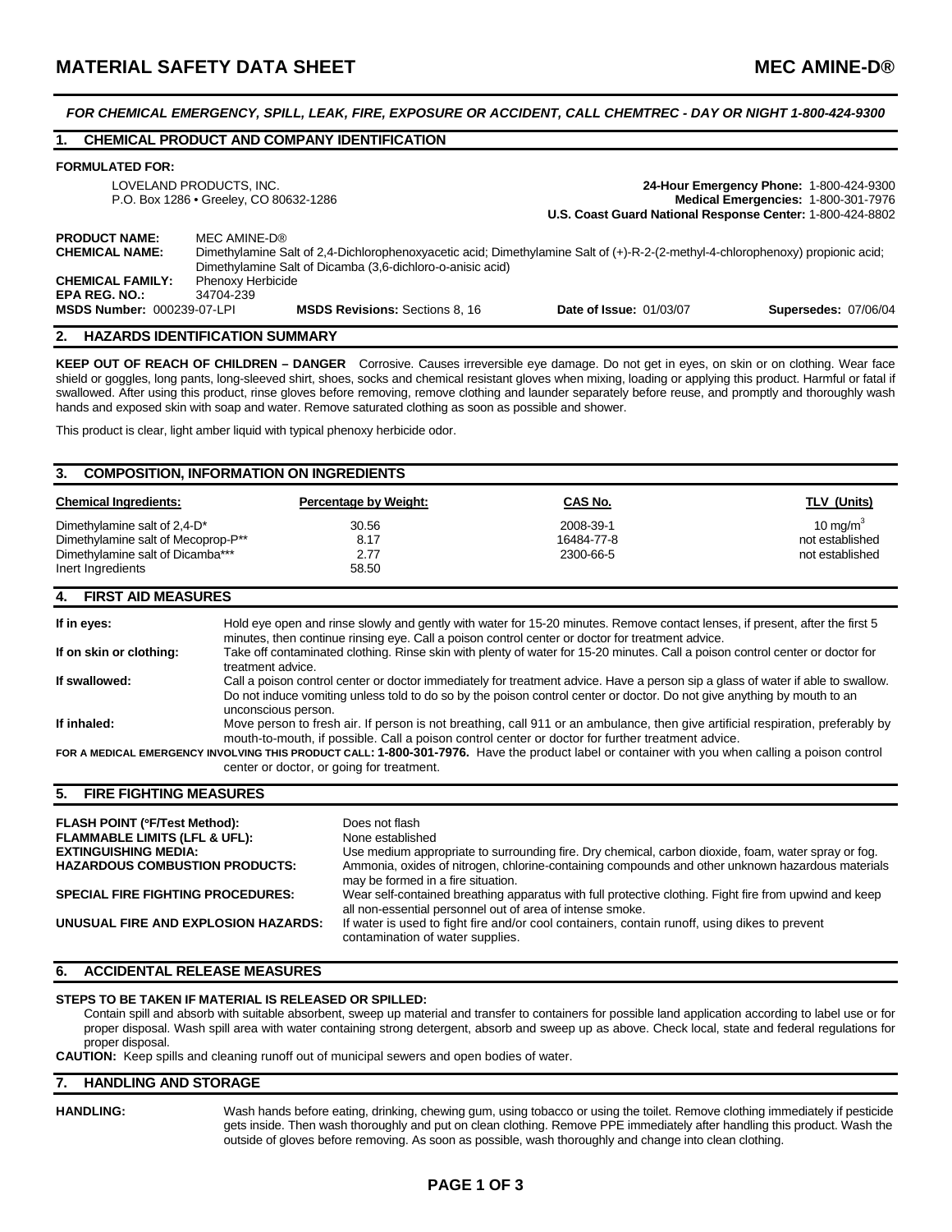# MATERIAL SAFETY DATA SHEET — MEC AMINE-D®

***FOR CHEMICAL EMERGENCY, SPILL, LEAK, FIRE, EXPOSURE OR ACCIDENT, CALL CHEMTREC - DAY OR NIGHT 1-800-424-9300***

## 1. CHEMICAL PRODUCT AND COMPANY IDENTIFICATION

**FORMULATED FOR:**

LOVELAND PRODUCTS, INC.
P.O. Box 1286 • Greeley, CO 80632-1286

**24-Hour Emergency Phone:** 1-800-424-9300
**Medical Emergencies:** 1-800-301-7976
**U.S. Coast Guard National Response Center:** 1-800-424-8802

**PRODUCT NAME:** MEC AMINE-D®
**CHEMICAL NAME:** Dimethylamine Salt of 2,4-Dichlorophenoxyacetic acid; Dimethylamine Salt of (+)-R-2-(2-methyl-4-chlorophenoxy) propionic acid; Dimethylamine Salt of Dicamba (3,6-dichloro-o-anisic acid)
**CHEMICAL FAMILY:** Phenoxy Herbicide
**EPA REG. NO.:** 34704-239
**MSDS Number:** 000239-07-LPI | **MSDS Revisions:** Sections 8, 16 | **Date of Issue:** 01/03/07 | **Supersedes:** 07/06/04

## 2. HAZARDS IDENTIFICATION SUMMARY

**KEEP OUT OF REACH OF CHILDREN – DANGER** Corrosive. Causes irreversible eye damage. Do not get in eyes, on skin or on clothing. Wear face shield or goggles, long pants, long-sleeved shirt, shoes, socks and chemical resistant gloves when mixing, loading or applying this product. Harmful or fatal if swallowed. After using this product, rinse gloves before removing, remove clothing and launder separately before reuse, and promptly and thoroughly wash hands and exposed skin with soap and water. Remove saturated clothing as soon as possible and shower.

This product is clear, light amber liquid with typical phenoxy herbicide odor.

## 3. COMPOSITION, INFORMATION ON INGREDIENTS

| Chemical Ingredients: | Percentage by Weight: | CAS No. | TLV (Units) |
|---|---|---|---|
| Dimethylamine salt of 2,4-D* | 30.56 | 2008-39-1 | 10 mg/m$^3$ |
| Dimethylamine salt of Mecoprop-P** | 8.17 | 16484-77-8 | not established |
| Dimethylamine salt of Dicamba*** | 2.77 | 2300-66-5 | not established |
| Inert Ingredients | 58.50 | | |

## 4. FIRST AID MEASURES

**If in eyes:** Hold eye open and rinse slowly and gently with water for 15-20 minutes. Remove contact lenses, if present, after the first 5 minutes, then continue rinsing eye. Call a poison control center or doctor for treatment advice.

**If on skin or clothing:** Take off contaminated clothing. Rinse skin with plenty of water for 15-20 minutes. Call a poison control center or doctor for treatment advice.

**If swallowed:** Call a poison control center or doctor immediately for treatment advice. Have a person sip a glass of water if able to swallow. Do not induce vomiting unless told to do so by the poison control center or doctor. Do not give anything by mouth to an unconscious person.

**If inhaled:** Move person to fresh air. If person is not breathing, call 911 or an ambulance, then give artificial respiration, preferably by mouth-to-mouth, if possible. Call a poison control center or doctor for further treatment advice.

**FOR A MEDICAL EMERGENCY INVOLVING THIS PRODUCT CALL: 1-800-301-7976.** Have the product label or container with you when calling a poison control center or doctor, or going for treatment.

## 5. FIRE FIGHTING MEASURES

**FLASH POINT (°F/Test Method):** Does not flash

**FLAMMABLE LIMITS (LFL & UFL):** None established

**EXTINGUISHING MEDIA:** Use medium appropriate to surrounding fire. Dry chemical, carbon dioxide, foam, water spray or fog.

**HAZARDOUS COMBUSTION PRODUCTS:** Ammonia, oxides of nitrogen, chlorine-containing compounds and other unknown hazardous materials may be formed in a fire situation.

**SPECIAL FIRE FIGHTING PROCEDURES:** Wear self-contained breathing apparatus with full protective clothing. Fight fire from upwind and keep all non-essential personnel out of area of intense smoke.

**UNUSUAL FIRE AND EXPLOSION HAZARDS:** If water is used to fight fire and/or cool containers, contain runoff, using dikes to prevent contamination of water supplies.

## 6. ACCIDENTAL RELEASE MEASURES

**STEPS TO BE TAKEN IF MATERIAL IS RELEASED OR SPILLED:**

Contain spill and absorb with suitable absorbent, sweep up material and transfer to containers for possible land application according to label use or for proper disposal. Wash spill area with water containing strong detergent, absorb and sweep up as above. Check local, state and federal regulations for proper disposal.

**CAUTION:** Keep spills and cleaning runoff out of municipal sewers and open bodies of water.

## 7. HANDLING AND STORAGE

**HANDLING:** Wash hands before eating, drinking, chewing gum, using tobacco or using the toilet. Remove clothing immediately if pesticide gets inside. Then wash thoroughly and put on clean clothing. Remove PPE immediately after handling this product. Wash the outside of gloves before removing. As soon as possible, wash thoroughly and change into clean clothing.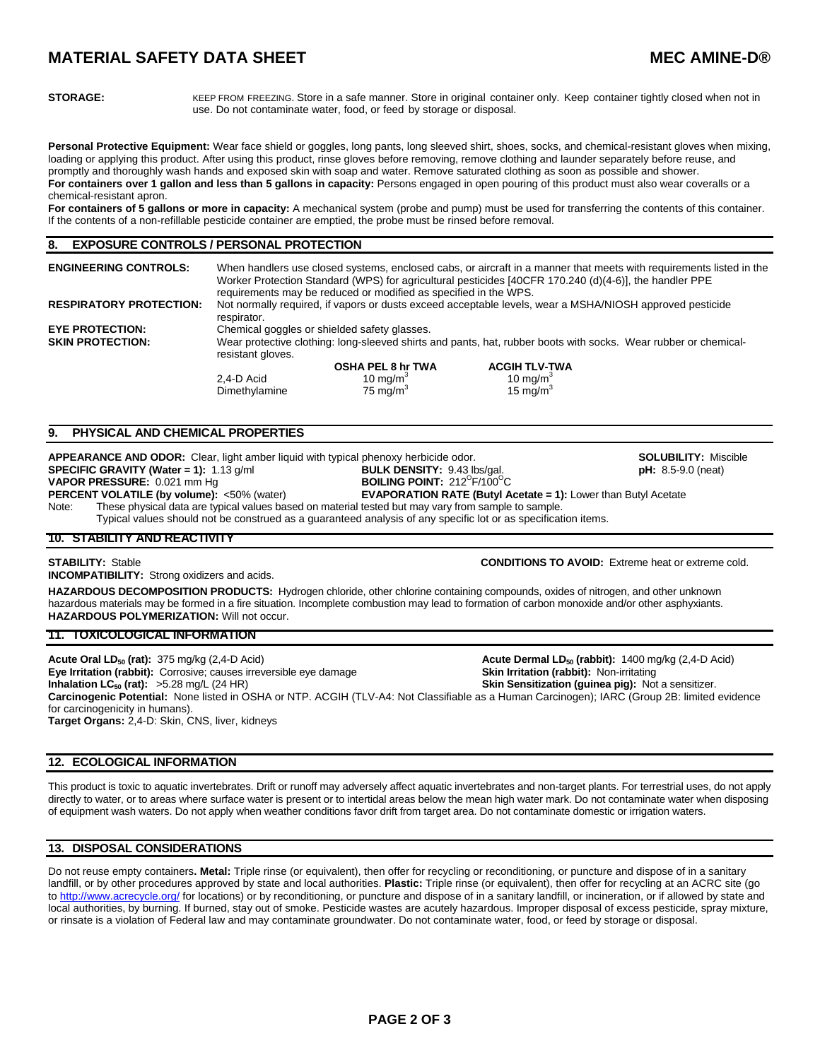**STORAGE:** KEEP FROM FREEZING. Store in a safe manner. Store in original container only. Keep container tightly closed when not in use. Do not contaminate water, food, or feed by storage or disposal.

**Personal Protective Equipment:** Wear face shield or goggles, long pants, long sleeved shirt, shoes, socks, and chemical-resistant gloves when mixing, loading or applying this product. After using this product, rinse gloves before removing, remove clothing and launder separately before reuse, and promptly and thoroughly wash hands and exposed skin with soap and water. Remove saturated clothing as soon as possible and shower.
**For containers over 1 gallon and less than 5 gallons in capacity:** Persons engaged in open pouring of this product must also wear coveralls or a chemical-resistant apron.
**For containers of 5 gallons or more in capacity:** A mechanical system (probe and pump) must be used for transferring the contents of this container. If the contents of a non-refillable pesticide container are emptied, the probe must be rinsed before removal.

## 8. EXPOSURE CONTROLS / PERSONAL PROTECTION

**ENGINEERING CONTROLS:** When handlers use closed systems, enclosed cabs, or aircraft in a manner that meets with requirements listed in the Worker Protection Standard (WPS) for agricultural pesticides [40CFR 170.240 (d)(4-6)], the handler PPE requirements may be reduced or modified as specified in the WPS.

**RESPIRATORY PROTECTION:** Not normally required, if vapors or dusts exceed acceptable levels, wear a MSHA/NIOSH approved pesticide respirator.

**EYE PROTECTION:** Chemical goggles or shielded safety glasses.

**SKIN PROTECTION:** Wear protective clothing: long-sleeved shirts and pants, hat, rubber boots with socks. Wear rubber or chemical-resistant gloves.

| | OSHA PEL 8 hr TWA | ACGIH TLV-TWA |
|---|---|---|
| 2,4-D Acid | 10 mg/m$^3$ | 10 mg/m$^3$ |
| Dimethylamine | 75 mg/m$^3$ | 15 mg/m$^3$ |

## 9. PHYSICAL AND CHEMICAL PROPERTIES

**APPEARANCE AND ODOR:** Clear, light amber liquid with typical phenoxy herbicide odor.
**SOLUBILITY:** Miscible
**SPECIFIC GRAVITY (Water = 1):** 1.13 g/ml
**BULK DENSITY:** 9.43 lbs/gal.
**pH:** 8.5-9.0 (neat)
**VAPOR PRESSURE:** 0.021 mm Hg
**BOILING POINT:** 212$^{O}$F/100$^{O}$C
**PERCENT VOLATILE (by volume):** <50% (water)
**EVAPORATION RATE (Butyl Acetate = 1):** Lower than Butyl Acetate

Note: These physical data are typical values based on material tested but may vary from sample to sample. Typical values should not be construed as a guaranteed analysis of any specific lot or as specification items.

## 10. STABILITY AND REACTIVITY

**STABILITY:** Stable
**CONDITIONS TO AVOID:** Extreme heat or extreme cold.
**INCOMPATIBILITY:** Strong oxidizers and acids.

**HAZARDOUS DECOMPOSITION PRODUCTS:** Hydrogen chloride, other chlorine containing compounds, oxides of nitrogen, and other unknown hazardous materials may be formed in a fire situation. Incomplete combustion may lead to formation of carbon monoxide and/or other asphyxiants.
**HAZARDOUS POLYMERIZATION:** Will not occur.

## 11. TOXICOLOGICAL INFORMATION

**Acute Oral $LD_{50}$ (rat):** 375 mg/kg (2,4-D Acid)
**Acute Dermal $LD_{50}$ (rabbit):** 1400 mg/kg (2,4-D Acid)
**Eye Irritation (rabbit):** Corrosive; causes irreversible eye damage
**Skin Irritation (rabbit):** Non-irritating
**Inhalation $LC_{50}$ (rat):** >5.28 mg/L (24 HR)
**Skin Sensitization (guinea pig):** Not a sensitizer.
**Carcinogenic Potential:** None listed in OSHA or NTP. ACGIH (TLV-A4: Not Classifiable as a Human Carcinogen); IARC (Group 2B: limited evidence for carcinogenicity in humans).
**Target Organs:** 2,4-D: Skin, CNS, liver, kidneys

## 12. ECOLOGICAL INFORMATION

This product is toxic to aquatic invertebrates. Drift or runoff may adversely affect aquatic invertebrates and non-target plants. For terrestrial uses, do not apply directly to water, or to areas where surface water is present or to intertidal areas below the mean high water mark. Do not contaminate water when disposing of equipment wash waters. Do not apply when weather conditions favor drift from target area. Do not contaminate domestic or irrigation waters.

## 13. DISPOSAL CONSIDERATIONS

Do not reuse empty containers**. Metal:** Triple rinse (or equivalent), then offer for recycling or reconditioning, or puncture and dispose of in a sanitary landfill, or by other procedures approved by state and local authorities. **Plastic:** Triple rinse (or equivalent), then offer for recycling at an ACRC site (go to http://www.acrecycle.org/ for locations) or by reconditioning, or puncture and dispose of in a sanitary landfill, or incineration, or if allowed by state and local authorities, by burning. If burned, stay out of smoke. Pesticide wastes are acutely hazardous. Improper disposal of excess pesticide, spray mixture, or rinsate is a violation of Federal law and may contaminate groundwater. Do not contaminate water, food, or feed by storage or disposal.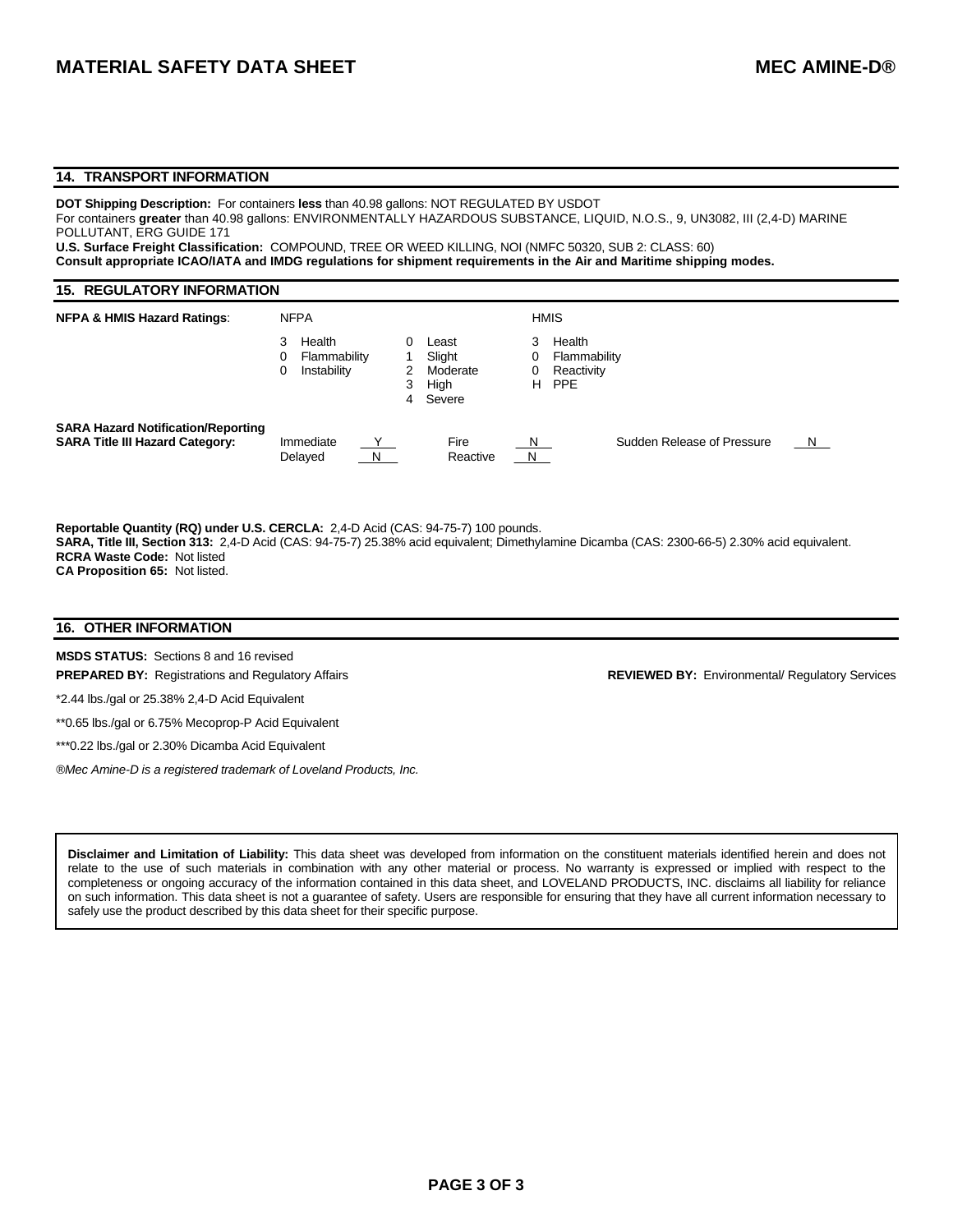## 14. TRANSPORT INFORMATION

**DOT Shipping Description:** For containers **less** than 40.98 gallons: NOT REGULATED BY USDOT
For containers **greater** than 40.98 gallons: ENVIRONMENTALLY HAZARDOUS SUBSTANCE, LIQUID, N.O.S., 9, UN3082, III (2,4-D) MARINE POLLUTANT, ERG GUIDE 171
**U.S. Surface Freight Classification:** COMPOUND, TREE OR WEED KILLING, NOI (NMFC 50320, SUB 2: CLASS: 60)
**Consult appropriate ICAO/IATA and IMDG regulations for shipment requirements in the Air and Maritime shipping modes.**

## 15. REGULATORY INFORMATION

**NFPA & HMIS Hazard Ratings:**

| NFPA | | | HMIS |
|---|---|---|---|
| 3 Health | | 0 Least | 3 Health |
| 0 Flammability | | 1 Slight | 0 Flammability |
| 0 Instability | | 2 Moderate | 0 Reactivity |
| | | 3 High | H PPE |
| | | 4 Severe | |

**SARA Hazard Notification/Reporting**
**SARA Title III Hazard Category:**

| | | | | | |
|---|---|---|---|---|---|
| Immediate | Y | Fire | N | Sudden Release of Pressure | N |
| Delayed | N | Reactive | N | | |

**Reportable Quantity (RQ) under U.S. CERCLA:** 2,4-D Acid (CAS: 94-75-7) 100 pounds.
**SARA, Title III, Section 313:** 2,4-D Acid (CAS: 94-75-7) 25.38% acid equivalent; Dimethylamine Dicamba (CAS: 2300-66-5) 2.30% acid equivalent.
**RCRA Waste Code:** Not listed
**CA Proposition 65:** Not listed.

## 16. OTHER INFORMATION

**MSDS STATUS:** Sections 8 and 16 revised
**PREPARED BY:** Registrations and Regulatory Affairs
**REVIEWED BY:** Environmental/ Regulatory Services

*2.44 lbs./gal or 25.38% 2,4-D Acid Equivalent

**0.65 lbs./gal or 6.75% Mecoprop-P Acid Equivalent

***0.22 lbs./gal or 2.30% Dicamba Acid Equivalent

*®Mec Amine-D is a registered trademark of Loveland Products, Inc.*

**Disclaimer and Limitation of Liability:** This data sheet was developed from information on the constituent materials identified herein and does not relate to the use of such materials in combination with any other material or process. No warranty is expressed or implied with respect to the completeness or ongoing accuracy of the information contained in this data sheet, and LOVELAND PRODUCTS, INC. disclaims all liability for reliance on such information. This data sheet is not a guarantee of safety. Users are responsible for ensuring that they have all current information necessary to safely use the product described by this data sheet for their specific purpose.